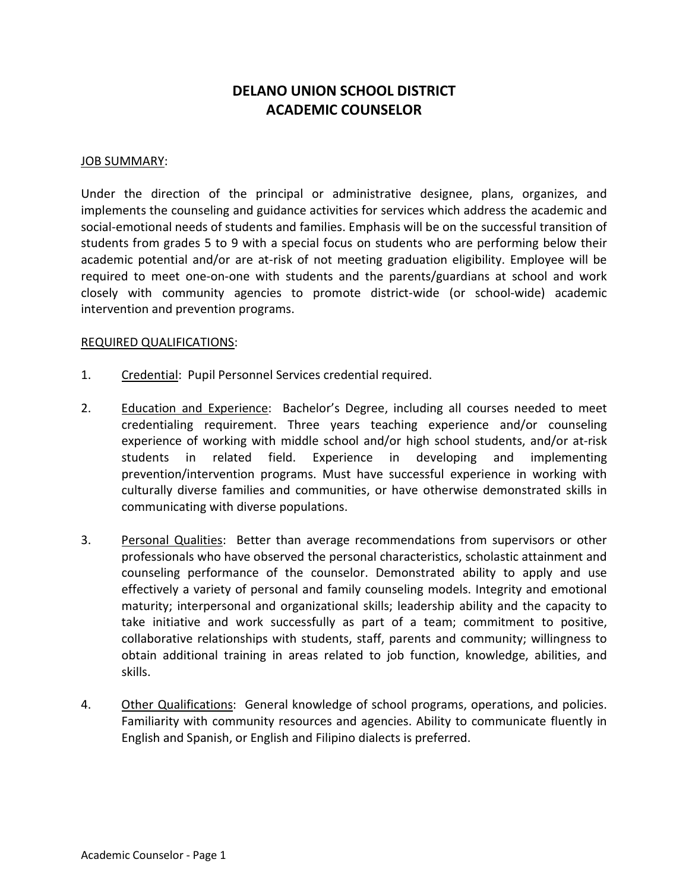# DELANO UNION SCHOOL DISTRICT
# ACADEMIC COUNSELOR

## JOB SUMMARY:

Under the direction of the principal or administrative designee, plans, organizes, and implements the counseling and guidance activities for services which address the academic and social-emotional needs of students and families. Emphasis will be on the successful transition of students from grades 5 to 9 with a special focus on students who are performing below their academic potential and/or are at-risk of not meeting graduation eligibility. Employee will be required to meet one-on-one with students and the parents/guardians at school and work closely with community agencies to promote district-wide (or school-wide) academic intervention and prevention programs.

## REQUIRED QUALIFICATIONS:

1. Credential: Pupil Personnel Services credential required.

2. Education and Experience: Bachelor's Degree, including all courses needed to meet credentialing requirement. Three years teaching experience and/or counseling experience of working with middle school and/or high school students, and/or at-risk students in related field. Experience in developing and implementing prevention/intervention programs. Must have successful experience in working with culturally diverse families and communities, or have otherwise demonstrated skills in communicating with diverse populations.

3. Personal Qualities: Better than average recommendations from supervisors or other professionals who have observed the personal characteristics, scholastic attainment and counseling performance of the counselor. Demonstrated ability to apply and use effectively a variety of personal and family counseling models. Integrity and emotional maturity; interpersonal and organizational skills; leadership ability and the capacity to take initiative and work successfully as part of a team; commitment to positive, collaborative relationships with students, staff, parents and community; willingness to obtain additional training in areas related to job function, knowledge, abilities, and skills.

4. Other Qualifications: General knowledge of school programs, operations, and policies. Familiarity with community resources and agencies. Ability to communicate fluently in English and Spanish, or English and Filipino dialects is preferred.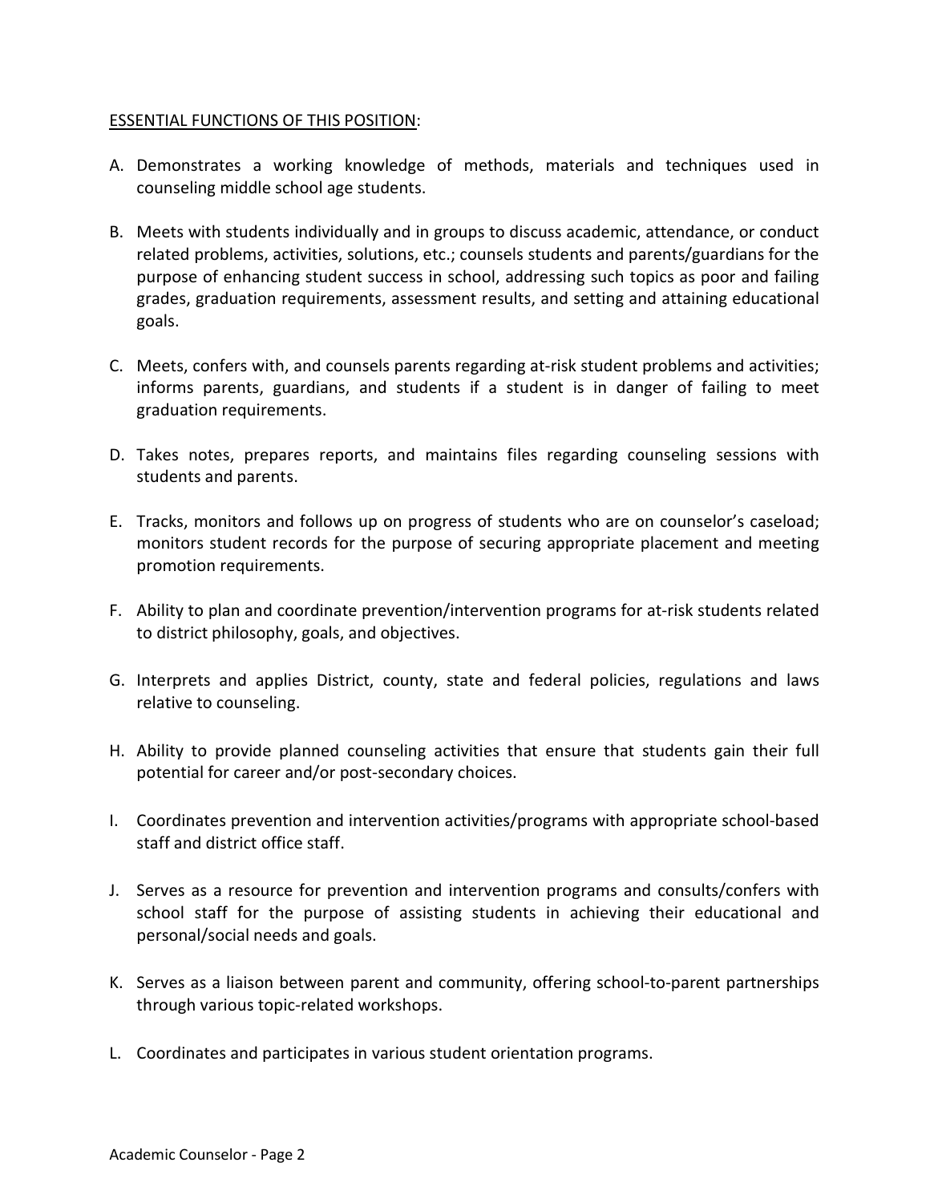ESSENTIAL FUNCTIONS OF THIS POSITION:

A. Demonstrates a working knowledge of methods, materials and techniques used in counseling middle school age students.

B. Meets with students individually and in groups to discuss academic, attendance, or conduct related problems, activities, solutions, etc.; counsels students and parents/guardians for the purpose of enhancing student success in school, addressing such topics as poor and failing grades, graduation requirements, assessment results, and setting and attaining educational goals.

C. Meets, confers with, and counsels parents regarding at-risk student problems and activities; informs parents, guardians, and students if a student is in danger of failing to meet graduation requirements.

D. Takes notes, prepares reports, and maintains files regarding counseling sessions with students and parents.

E. Tracks, monitors and follows up on progress of students who are on counselor's caseload; monitors student records for the purpose of securing appropriate placement and meeting promotion requirements.

F. Ability to plan and coordinate prevention/intervention programs for at-risk students related to district philosophy, goals, and objectives.

G. Interprets and applies District, county, state and federal policies, regulations and laws relative to counseling.

H. Ability to provide planned counseling activities that ensure that students gain their full potential for career and/or post-secondary choices.

I. Coordinates prevention and intervention activities/programs with appropriate school-based staff and district office staff.

J. Serves as a resource for prevention and intervention programs and consults/confers with school staff for the purpose of assisting students in achieving their educational and personal/social needs and goals.

K. Serves as a liaison between parent and community, offering school-to-parent partnerships through various topic-related workshops.

L. Coordinates and participates in various student orientation programs.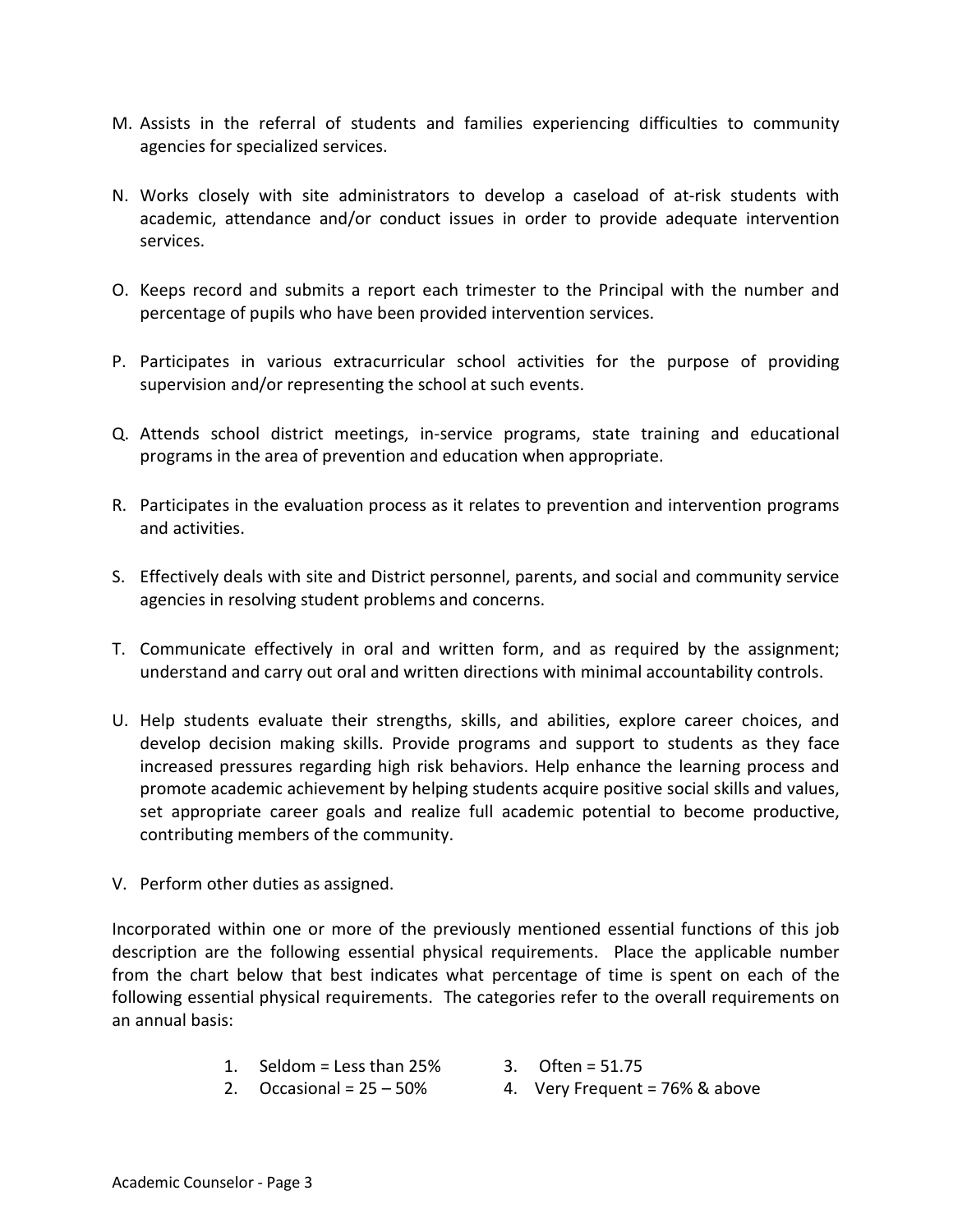M. Assists in the referral of students and families experiencing difficulties to community agencies for specialized services.

N. Works closely with site administrators to develop a caseload of at-risk students with academic, attendance and/or conduct issues in order to provide adequate intervention services.

O. Keeps record and submits a report each trimester to the Principal with the number and percentage of pupils who have been provided intervention services.

P. Participates in various extracurricular school activities for the purpose of providing supervision and/or representing the school at such events.

Q. Attends school district meetings, in-service programs, state training and educational programs in the area of prevention and education when appropriate.

R. Participates in the evaluation process as it relates to prevention and intervention programs and activities.

S. Effectively deals with site and District personnel, parents, and social and community service agencies in resolving student problems and concerns.

T. Communicate effectively in oral and written form, and as required by the assignment; understand and carry out oral and written directions with minimal accountability controls.

U. Help students evaluate their strengths, skills, and abilities, explore career choices, and develop decision making skills. Provide programs and support to students as they face increased pressures regarding high risk behaviors. Help enhance the learning process and promote academic achievement by helping students acquire positive social skills and values, set appropriate career goals and realize full academic potential to become productive, contributing members of the community.

V. Perform other duties as assigned.

Incorporated within one or more of the previously mentioned essential functions of this job description are the following essential physical requirements. Place the applicable number from the chart below that best indicates what percentage of time is spent on each of the following essential physical requirements. The categories refer to the overall requirements on an annual basis:

1. Seldom = Less than 25%
2. Occasional = 25 – 50%
3. Often = 51.75
4. Very Frequent = 76% & above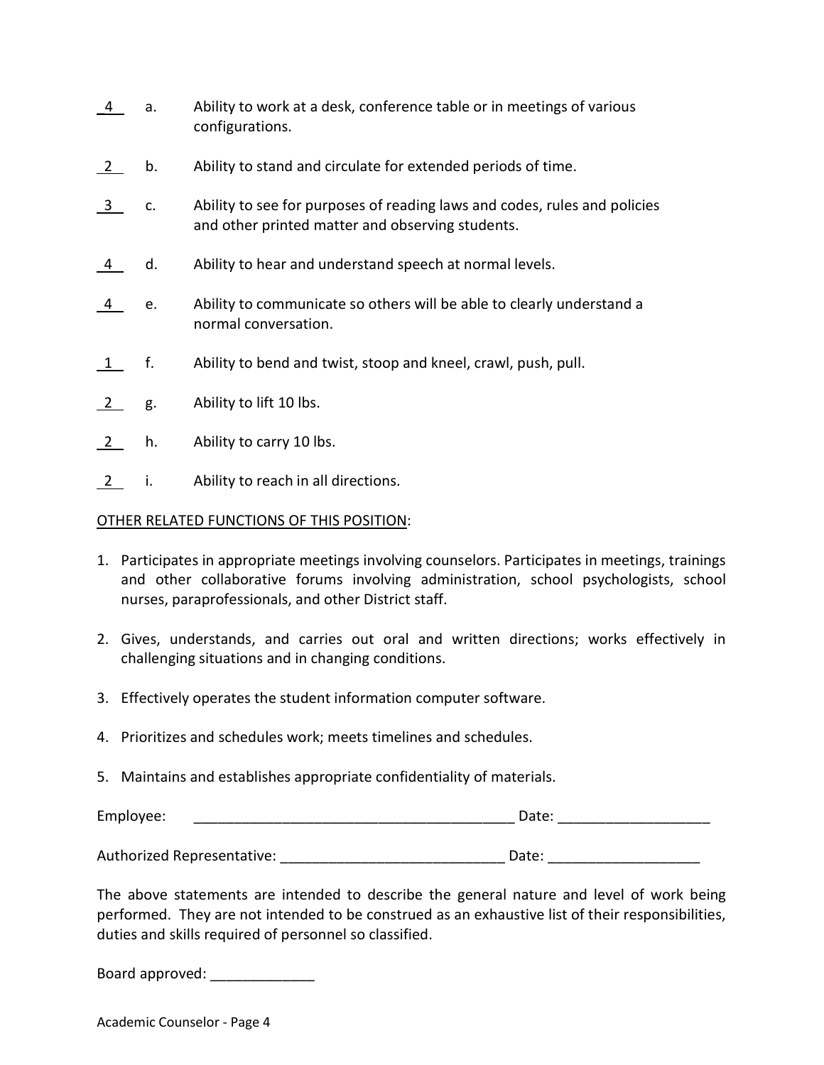_4_ a. Ability to work at a desk, conference table or in meetings of various configurations.

_2_ b. Ability to stand and circulate for extended periods of time.

_3_ c. Ability to see for purposes of reading laws and codes, rules and policies and other printed matter and observing students.

_4_ d. Ability to hear and understand speech at normal levels.

_4_ e. Ability to communicate so others will be able to clearly understand a normal conversation.

_1_ f. Ability to bend and twist, stoop and kneel, crawl, push, pull.

_2_ g. Ability to lift 10 lbs.

_2_ h. Ability to carry 10 lbs.

_2_ i. Ability to reach in all directions.

OTHER RELATED FUNCTIONS OF THIS POSITION:

1. Participates in appropriate meetings involving counselors. Participates in meetings, trainings and other collaborative forums involving administration, school psychologists, school nurses, paraprofessionals, and other District staff.

2. Gives, understands, and carries out oral and written directions; works effectively in challenging situations and in changing conditions.

3. Effectively operates the student information computer software.

4. Prioritizes and schedules work; meets timelines and schedules.

5. Maintains and establishes appropriate confidentiality of materials.

Employee: ________________________________________ Date: ___________________

Authorized Representative: ____________________________ Date: ___________________

The above statements are intended to describe the general nature and level of work being performed. They are not intended to be construed as an exhaustive list of their responsibilities, duties and skills required of personnel so classified.

Board approved: _____________